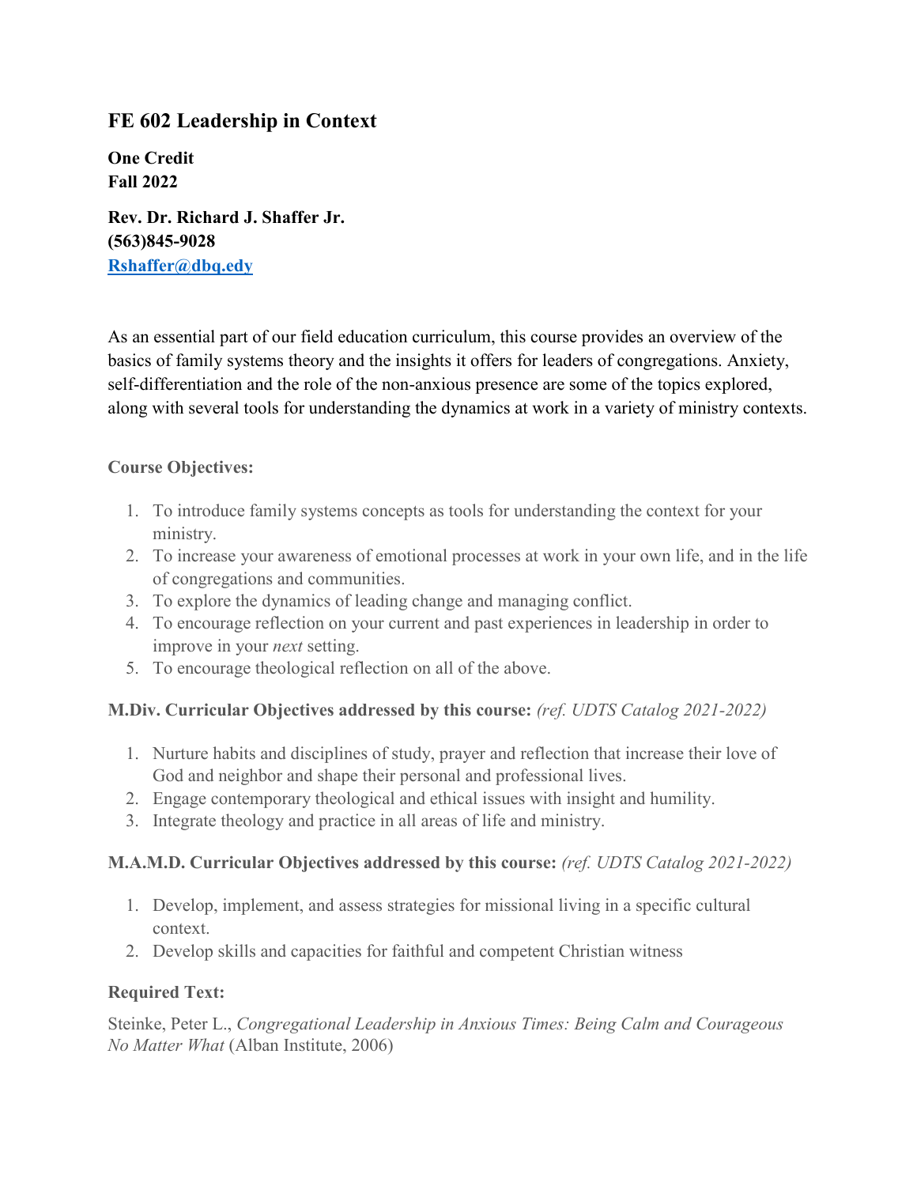# FE 602 Leadership in Context

**One Credit**
**Fall 2022**

**Rev. Dr. Richard J. Shaffer Jr.**
**(563)845-9028**
**[Rshaffer@dbq.edy](mailto:Rshaffer@dbq.edy)**

As an essential part of our field education curriculum, this course provides an overview of the basics of family systems theory and the insights it offers for leaders of congregations. Anxiety, self-differentiation and the role of the non-anxious presence are some of the topics explored, along with several tools for understanding the dynamics at work in a variety of ministry contexts.

### Course Objectives:

1. To introduce family systems concepts as tools for understanding the context for your ministry.
2. To increase your awareness of emotional processes at work in your own life, and in the life of congregations and communities.
3. To explore the dynamics of leading change and managing conflict.
4. To encourage reflection on your current and past experiences in leadership in order to improve in your *next* setting.
5. To encourage theological reflection on all of the above.

### M.Div. Curricular Objectives addressed by this course: *(ref. UDTS Catalog 2021-2022)*

1. Nurture habits and disciplines of study, prayer and reflection that increase their love of God and neighbor and shape their personal and professional lives.
2. Engage contemporary theological and ethical issues with insight and humility.
3. Integrate theology and practice in all areas of life and ministry.

### M.A.M.D. Curricular Objectives addressed by this course: *(ref. UDTS Catalog 2021-2022)*

1. Develop, implement, and assess strategies for missional living in a specific cultural context.
2. Develop skills and capacities for faithful and competent Christian witness

### Required Text:

Steinke, Peter L., *Congregational Leadership in Anxious Times: Being Calm and Courageous No Matter What* (Alban Institute, 2006)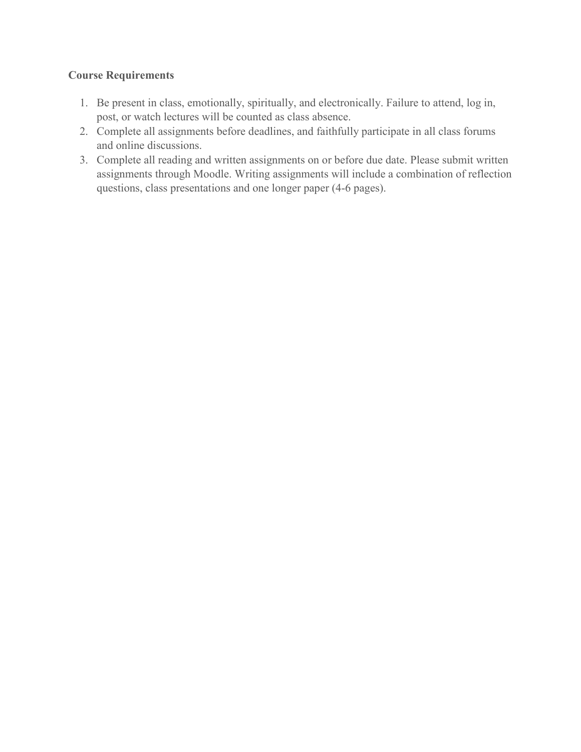**Course Requirements**

1. Be present in class, emotionally, spiritually, and electronically. Failure to attend, log in, post, or watch lectures will be counted as class absence.
2. Complete all assignments before deadlines, and faithfully participate in all class forums and online discussions.
3. Complete all reading and written assignments on or before due date. Please submit written assignments through Moodle. Writing assignments will include a combination of reflection questions, class presentations and one longer paper (4-6 pages).